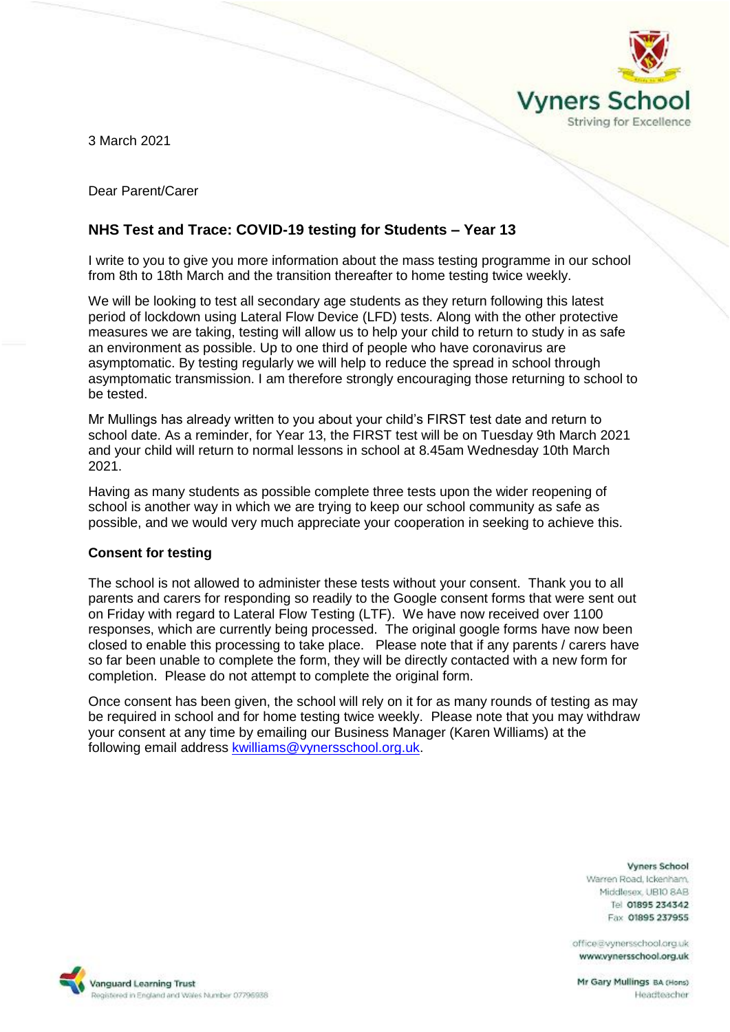Vyners School
Striving for Excellence

3 March 2021

Dear Parent/Carer

## NHS Test and Trace: COVID-19 testing for Students – Year 13

I write to you to give you more information about the mass testing programme in our school from 8th to 18th March and the transition thereafter to home testing twice weekly.

We will be looking to test all secondary age students as they return following this latest period of lockdown using Lateral Flow Device (LFD) tests. Along with the other protective measures we are taking, testing will allow us to help your child to return to study in as safe an environment as possible. Up to one third of people who have coronavirus are asymptomatic. By testing regularly we will help to reduce the spread in school through asymptomatic transmission. I am therefore strongly encouraging those returning to school to be tested.

Mr Mullings has already written to you about your child's FIRST test date and return to school date. As a reminder, for Year 13, the FIRST test will be on Tuesday 9th March 2021 and your child will return to normal lessons in school at 8.45am Wednesday 10th March 2021.

Having as many students as possible complete three tests upon the wider reopening of school is another way in which we are trying to keep our school community as safe as possible, and we would very much appreciate your cooperation in seeking to achieve this.

### Consent for testing

The school is not allowed to administer these tests without your consent. Thank you to all parents and carers for responding so readily to the Google consent forms that were sent out on Friday with regard to Lateral Flow Testing (LTF). We have now received over 1100 responses, which are currently being processed. The original google forms have now been closed to enable this processing to take place. Please note that if any parents / carers have so far been unable to complete the form, they will be directly contacted with a new form for completion. Please do not attempt to complete the original form.

Once consent has been given, the school will rely on it for as many rounds of testing as may be required in school and for home testing twice weekly. Please note that you may withdraw your consent at any time by emailing our Business Manager (Karen Williams) at the following email address kwilliams@vynersschool.org.uk.

Vyners School
Warren Road, Ickenham,
Middlesex, UB10 8AB
Tel 01895 234342
Fax 01895 237955

office@vynersschool.org.uk
www.vynersschool.org.uk

Mr Gary Mullings BA (Hons)
Headteacher

Vanguard Learning Trust
Registered in England and Wales Number 07796988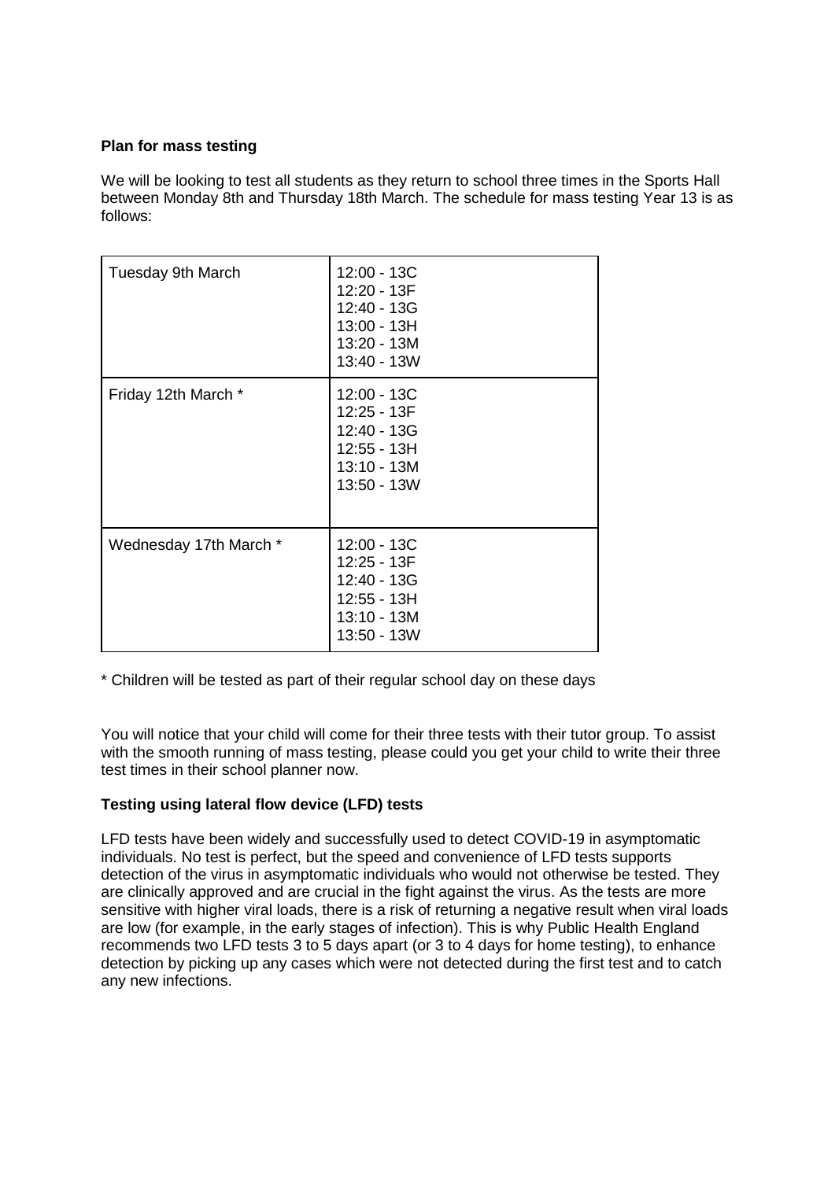**Plan for mass testing**

We will be looking to test all students as they return to school three times in the Sports Hall between Monday 8th and Thursday 18th March. The schedule for mass testing Year 13 is as follows:

| | |
|---|---|
| Tuesday 9th March | 12:00 - 13C<br>12:20 - 13F<br>12:40 - 13G<br>13:00 - 13H<br>13:20 - 13M<br>13:40 - 13W |
| Friday 12th March * | 12:00 - 13C<br>12:25 - 13F<br>12:40 - 13G<br>12:55 - 13H<br>13:10 - 13M<br>13:50 - 13W |
| Wednesday 17th March * | 12:00 - 13C<br>12:25 - 13F<br>12:40 - 13G<br>12:55 - 13H<br>13:10 - 13M<br>13:50 - 13W |

* Children will be tested as part of their regular school day on these days

You will notice that your child will come for their three tests with their tutor group. To assist with the smooth running of mass testing, please could you get your child to write their three test times in their school planner now.

**Testing using lateral flow device (LFD) tests**

LFD tests have been widely and successfully used to detect COVID-19 in asymptomatic individuals. No test is perfect, but the speed and convenience of LFD tests supports detection of the virus in asymptomatic individuals who would not otherwise be tested. They are clinically approved and are crucial in the fight against the virus. As the tests are more sensitive with higher viral loads, there is a risk of returning a negative result when viral loads are low (for example, in the early stages of infection). This is why Public Health England recommends two LFD tests 3 to 5 days apart (or 3 to 4 days for home testing), to enhance detection by picking up any cases which were not detected during the first test and to catch any new infections.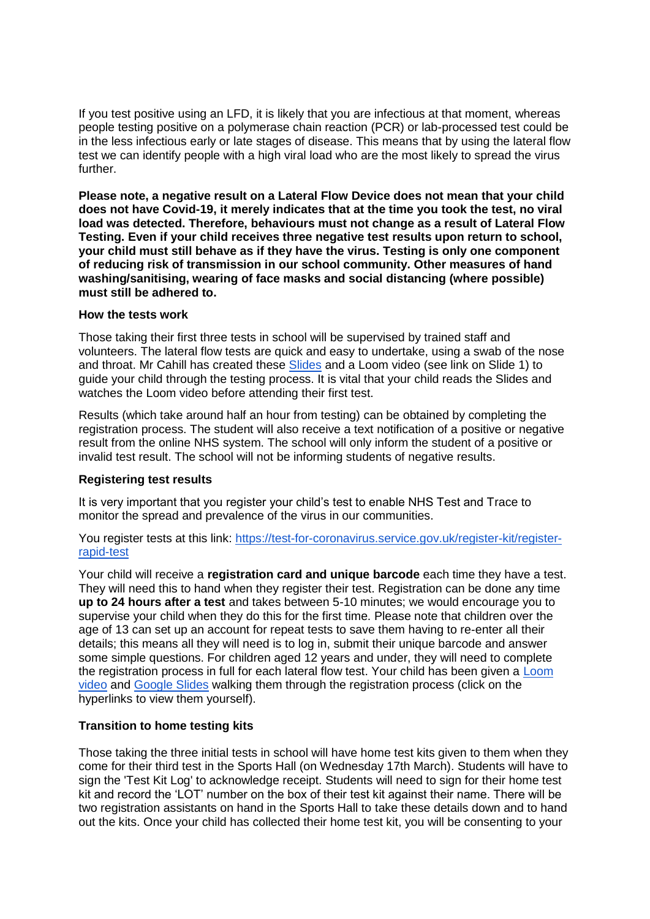If you test positive using an LFD, it is likely that you are infectious at that moment, whereas people testing positive on a polymerase chain reaction (PCR) or lab-processed test could be in the less infectious early or late stages of disease. This means that by using the lateral flow test we can identify people with a high viral load who are the most likely to spread the virus further.

**Please note, a negative result on a Lateral Flow Device does not mean that your child does not have Covid-19, it merely indicates that at the time you took the test, no viral load was detected. Therefore, behaviours must not change as a result of Lateral Flow Testing. Even if your child receives three negative test results upon return to school, your child must still behave as if they have the virus. Testing is only one component of reducing risk of transmission in our school community. Other measures of hand washing/sanitising, wearing of face masks and social distancing (where possible) must still be adhered to.**

**How the tests work**

Those taking their first three tests in school will be supervised by trained staff and volunteers. The lateral flow tests are quick and easy to undertake, using a swab of the nose and throat. Mr Cahill has created these Slides and a Loom video (see link on Slide 1) to guide your child through the testing process. It is vital that your child reads the Slides and watches the Loom video before attending their first test.

Results (which take around half an hour from testing) can be obtained by completing the registration process. The student will also receive a text notification of a positive or negative result from the online NHS system. The school will only inform the student of a positive or invalid test result. The school will not be informing students of negative results.

**Registering test results**

It is very important that you register your child's test to enable NHS Test and Trace to monitor the spread and prevalence of the virus in our communities.

You register tests at this link: https://test-for-coronavirus.service.gov.uk/register-kit/register-rapid-test

Your child will receive a **registration card and unique barcode** each time they have a test. They will need this to hand when they register their test. Registration can be done any time **up to 24 hours after a test** and takes between 5-10 minutes; we would encourage you to supervise your child when they do this for the first time. Please note that children over the age of 13 can set up an account for repeat tests to save them having to re-enter all their details; this means all they will need is to log in, submit their unique barcode and answer some simple questions. For children aged 12 years and under, they will need to complete the registration process in full for each lateral flow test. Your child has been given a Loom video and Google Slides walking them through the registration process (click on the hyperlinks to view them yourself).

**Transition to home testing kits**

Those taking the three initial tests in school will have home test kits given to them when they come for their third test in the Sports Hall (on Wednesday 17th March). Students will have to sign the 'Test Kit Log' to acknowledge receipt. Students will need to sign for their home test kit and record the 'LOT' number on the box of their test kit against their name. There will be two registration assistants on hand in the Sports Hall to take these details down and to hand out the kits. Once your child has collected their home test kit, you will be consenting to your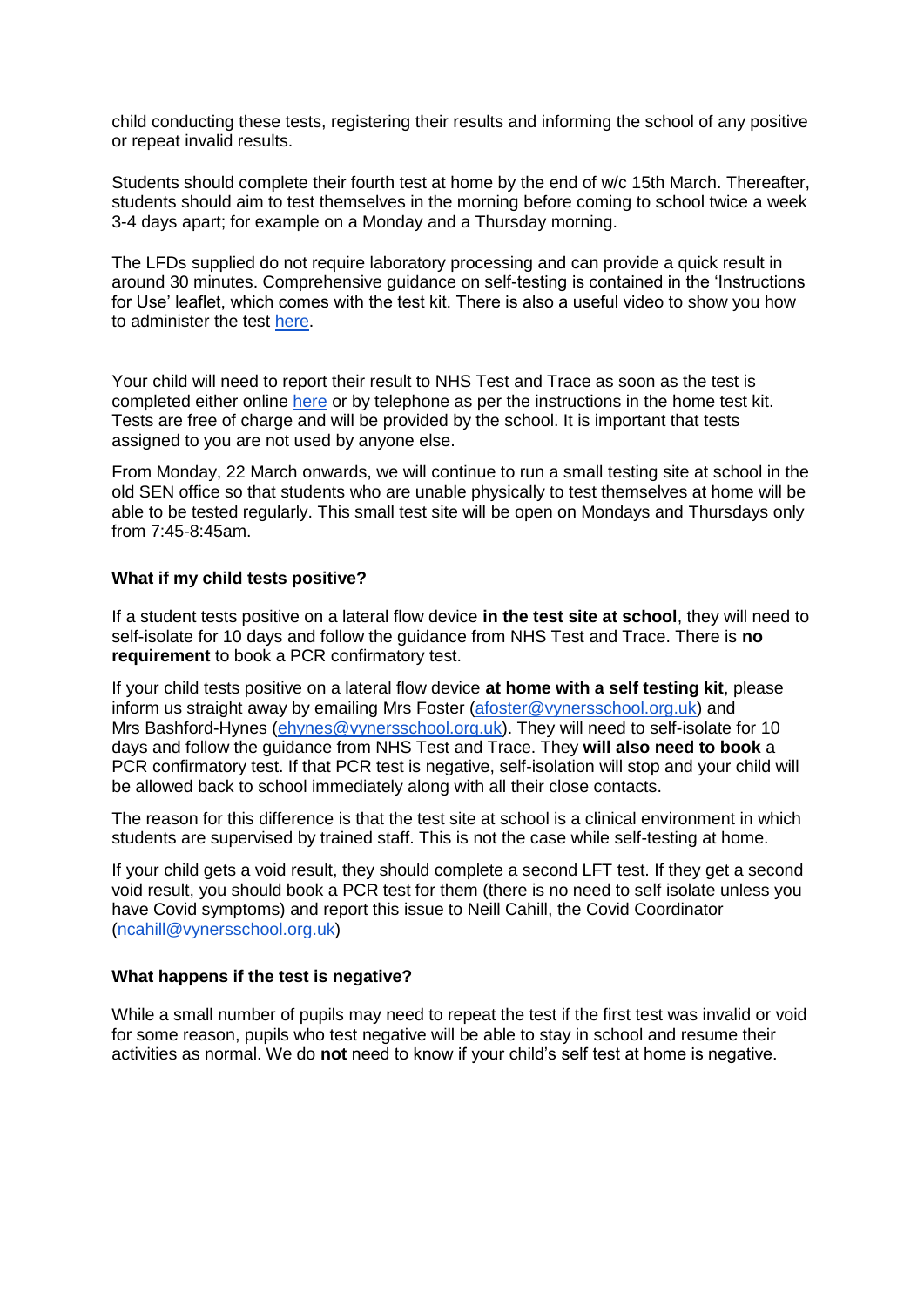child conducting these tests, registering their results and informing the school of any positive or repeat invalid results.

Students should complete their fourth test at home by the end of w/c 15th March. Thereafter, students should aim to test themselves in the morning before coming to school twice a week 3-4 days apart; for example on a Monday and a Thursday morning.

The LFDs supplied do not require laboratory processing and can provide a quick result in around 30 minutes. Comprehensive guidance on self-testing is contained in the 'Instructions for Use' leaflet, which comes with the test kit. There is also a useful video to show you how to administer the test here.

Your child will need to report their result to NHS Test and Trace as soon as the test is completed either online here or by telephone as per the instructions in the home test kit. Tests are free of charge and will be provided by the school. It is important that tests assigned to you are not used by anyone else.

From Monday, 22 March onwards, we will continue to run a small testing site at school in the old SEN office so that students who are unable physically to test themselves at home will be able to be tested regularly. This small test site will be open on Mondays and Thursdays only from 7:45-8:45am.

**What if my child tests positive?**

If a student tests positive on a lateral flow device **in the test site at school**, they will need to self-isolate for 10 days and follow the guidance from NHS Test and Trace. There is **no requirement** to book a PCR confirmatory test.

If your child tests positive on a lateral flow device **at home with a self testing kit**, please inform us straight away by emailing Mrs Foster (afoster@vynersschool.org.uk) and Mrs Bashford-Hynes (ehynes@vynersschool.org.uk). They will need to self-isolate for 10 days and follow the guidance from NHS Test and Trace. They **will also need to book** a PCR confirmatory test. If that PCR test is negative, self-isolation will stop and your child will be allowed back to school immediately along with all their close contacts.

The reason for this difference is that the test site at school is a clinical environment in which students are supervised by trained staff. This is not the case while self-testing at home.

If your child gets a void result, they should complete a second LFT test. If they get a second void result, you should book a PCR test for them (there is no need to self isolate unless you have Covid symptoms) and report this issue to Neill Cahill, the Covid Coordinator (ncahill@vynersschool.org.uk)

**What happens if the test is negative?**

While a small number of pupils may need to repeat the test if the first test was invalid or void for some reason, pupils who test negative will be able to stay in school and resume their activities as normal. We do **not** need to know if your child's self test at home is negative.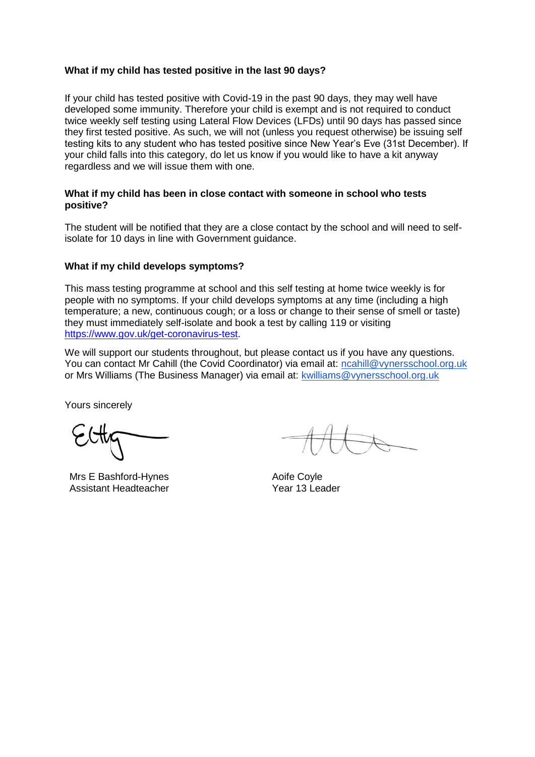**What if my child has tested positive in the last 90 days?**

If your child has tested positive with Covid-19 in the past 90 days, they may well have developed some immunity. Therefore your child is exempt and is not required to conduct twice weekly self testing using Lateral Flow Devices (LFDs) until 90 days has passed since they first tested positive. As such, we will not (unless you request otherwise) be issuing self testing kits to any student who has tested positive since New Year's Eve (31st December). If your child falls into this category, do let us know if you would like to have a kit anyway regardless and we will issue them with one.

**What if my child has been in close contact with someone in school who tests positive?**

The student will be notified that they are a close contact by the school and will need to self-isolate for 10 days in line with Government guidance.

**What if my child develops symptoms?**

This mass testing programme at school and this self testing at home twice weekly is for people with no symptoms. If your child develops symptoms at any time (including a high temperature; a new, continuous cough; or a loss or change to their sense of smell or taste) they must immediately self-isolate and book a test by calling 119 or visiting https://www.gov.uk/get-coronavirus-test.

We will support our students throughout, but please contact us if you have any questions. You can contact Mr Cahill (the Covid Coordinator) via email at: ncahill@vynersschool.org.uk or Mrs Williams (The Business Manager) via email at: kwilliams@vynersschool.org.uk

Yours sincerely

Mrs E Bashford-Hynes
Assistant Headteacher

Aoife Coyle
Year 13 Leader